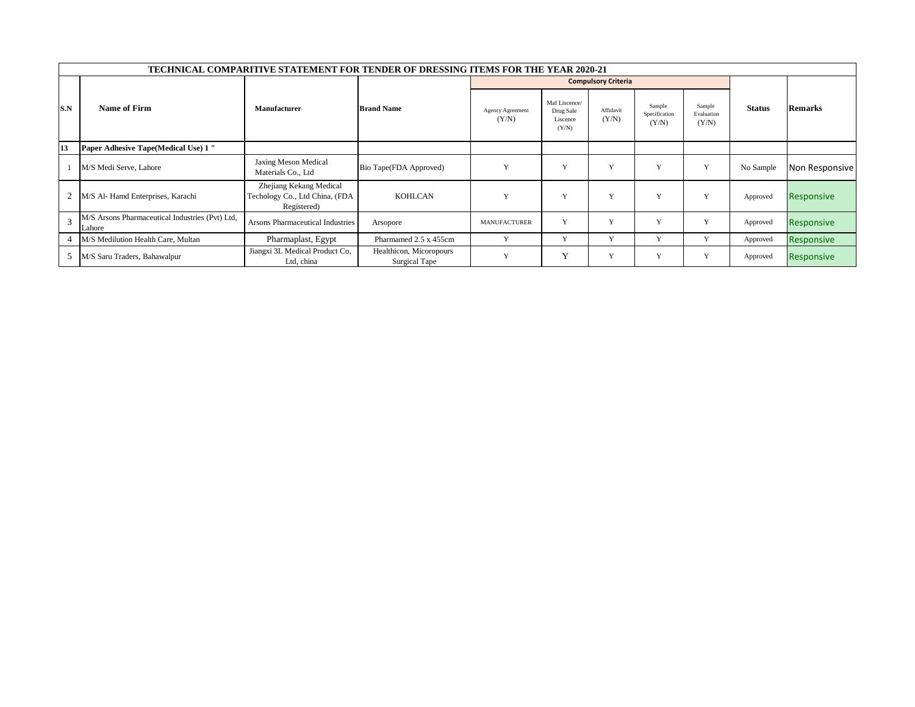| TECHNICAL COMPARITIVE STATEMENT FOR TENDER OF DRESSING ITEMS FOR THE YEAR 2020-21 | | | | | | | | | | |
|---|---|---|---|---|---|---|---|---|---|---|
| S.N | Name of Firm | Manufacturer | Brand Name | Compulsory Criteria | | | | | Status | Remarks |
| | | | | Agency Agreement (Y/N) | Maf Liscence/ Drug Sale Liscence (Y/N) | Affidavit (Y/N) | Sample Specification (Y/N) | Sample Evaluation (Y/N) | | |
| 13 | Paper Adhesive Tape(Medical Use) 1 " | | | | | | | | | |
| 1 | M/S Medi Serve, Lahore | Jaxing Meson Medical Materials Co., Ltd | Bio Tape(FDA Approved) | Y | Y | Y | Y | Y | No Sample | Non Responsive |
| 2 | M/S Al- Hamd Enterprises, Karachi | Zhejiang Kekang Medical Techology Co., Ltd China, (FDA Registered) | KOHLCAN | Y | Y | Y | Y | Y | Approved | Responsive |
| 3 | M/S Arsons Pharmaceutical Industries (Pvt) Ltd, Lahore | Arsons Pharmaceutical Industries | Arsopore | MANUFACTURER | Y | Y | Y | Y | Approved | Responsive |
| 4 | M/S Medilution Health Care, Multan | Pharmaplast, Egypt | Pharmamed 2.5 x 455cm | Y | Y | Y | Y | Y | Approved | Responsive |
| 5 | M/S Saru Traders, Bahawalpur | Jiangxi 3L Medical Product Co, Ltd, china | Healthicon, Micoropours Surgical Tape | Y | Y | Y | Y | Y | Approved | Responsive |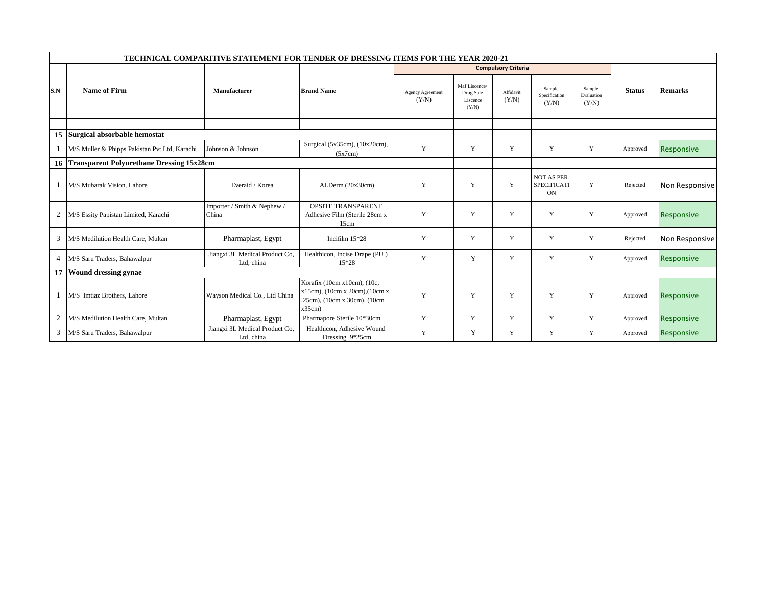| TECHNICAL COMPARITIVE STATEMENT FOR TENDER OF DRESSING ITEMS FOR THE YEAR 2020-21 | | | | | | | | | | |
|---|---|---|---|---|---|---|---|---|---|---|
| | | | | Compulsory Criteria | | | | | | |
| S.N | Name of Firm | Manufacturer | Brand Name | Agency Agreement (Y/N) | Maf Liscence/ Drug Sale Liscence (Y/N) | Affidavit (Y/N) | Sample Specification (Y/N) | Sample Evaluation (Y/N) | Status | Remarks |
| | | | | | | | | | | |
| 15 | **Surgical absorbable hemostat** | | | | | | | | | |
| 1 | M/S Muller & Phipps Pakistan Pvt Ltd, Karachi | Johnson & Johnson | Surgical (5x35cm), (10x20cm), (5x7cm) | Y | Y | Y | Y | Y | Approved | Responsive |
| 16 | **Transparent Polyurethane Dressing 15x28cm** | | | | | | | | | |
| 1 | M/S Mubarak Vision, Lahore | Everaid / Korea | ALDerm (20x30cm) | Y | Y | Y | NOT AS PER SPECIFICATION | Y | Rejected | Non Responsive |
| 2 | M/S Essity Papistan Limited, Karachi | Importer / Smith & Nephew / China | OPSITE TRANSPARENT Adhesive Film (Sterile 28cm x 15cm | Y | Y | Y | Y | Y | Approved | Responsive |
| 3 | M/S Medilution Health Care, Multan | Pharmaplast, Egypt | Incifilm 15*28 | Y | Y | Y | Y | Y | Rejected | Non Responsive |
| 4 | M/S Saru Traders, Bahawalpur | Jiangxi 3L Medical Product Co, Ltd, china | Healthicon, Incise Drape (PU ) 15*28 | Y | Y | Y | Y | Y | Approved | Responsive |
| 17 | **Wound dressing gynae** | | | | | | | | | |
| 1 | M/S Imtiaz Brothers, Lahore | Wayson Medical Co., Ltd China | Korafix (10cm x10cm), (10c, x15cm), (10cm x 20cm),(10cm x ,25cm), (10cm x 30cm), (10cm x35cm) | Y | Y | Y | Y | Y | Approved | Responsive |
| 2 | M/S Medilution Health Care, Multan | Pharmaplast, Egypt | Pharmapore Sterile 10*30cm | Y | Y | Y | Y | Y | Approved | Responsive |
| 3 | M/S Saru Traders, Bahawalpur | Jiangxi 3L Medical Product Co, Ltd, china | Healthicon, Adhesive Wound Dressing 9*25cm | Y | Y | Y | Y | Y | Approved | Responsive |